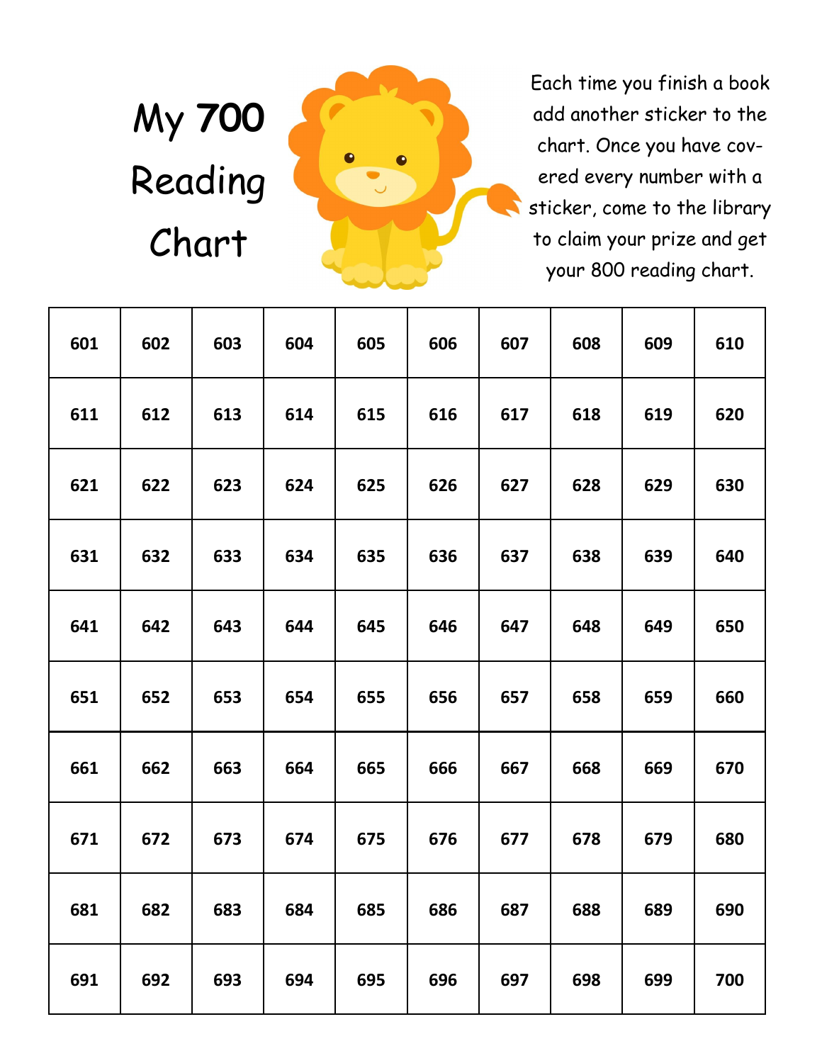# My 700 Reading Chart

Each time you finish a book add another sticker to the chart. Once you have covered every number with a sticker, come to the library to claim your prize and get your 800 reading chart.

| 601 | 602 | 603 | 604 | 605 | 606 | 607 | 608 | 609 | 610 |
|---|---|---|---|---|---|---|---|---|---|
| 611 | 612 | 613 | 614 | 615 | 616 | 617 | 618 | 619 | 620 |
| 621 | 622 | 623 | 624 | 625 | 626 | 627 | 628 | 629 | 630 |
| 631 | 632 | 633 | 634 | 635 | 636 | 637 | 638 | 639 | 640 |
| 641 | 642 | 643 | 644 | 645 | 646 | 647 | 648 | 649 | 650 |
| 651 | 652 | 653 | 654 | 655 | 656 | 657 | 658 | 659 | 660 |
| 661 | 662 | 663 | 664 | 665 | 666 | 667 | 668 | 669 | 670 |
| 671 | 672 | 673 | 674 | 675 | 676 | 677 | 678 | 679 | 680 |
| 681 | 682 | 683 | 684 | 685 | 686 | 687 | 688 | 689 | 690 |
| 691 | 692 | 693 | 694 | 695 | 696 | 697 | 698 | 699 | 700 |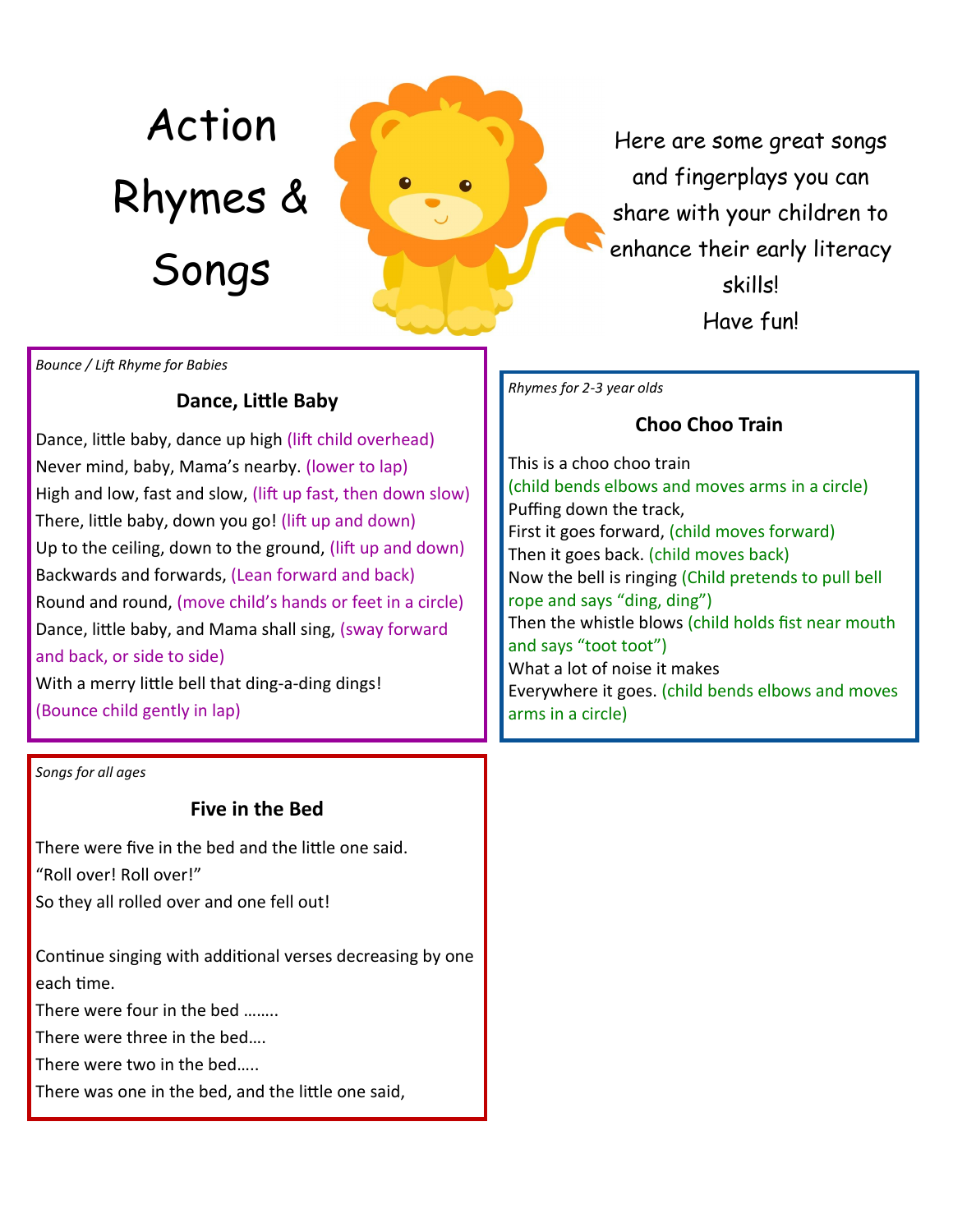# Action Rhymes & Songs

Here are some great songs and fingerplays you can share with your children to enhance their early literacy skills!
Have fun!

*Bounce / Lift Rhyme for Babies*

### Dance, Little Baby

Dance, little baby, dance up high (lift child overhead)
Never mind, baby, Mama's nearby. (lower to lap)
High and low, fast and slow, (lift up fast, then down slow)
There, little baby, down you go! (lift up and down)
Up to the ceiling, down to the ground, (lift up and down)
Backwards and forwards, (Lean forward and back)
Round and round, (move child's hands or feet in a circle)
Dance, little baby, and Mama shall sing, (sway forward and back, or side to side)
With a merry little bell that ding-a-ding dings!
(Bounce child gently in lap)

*Rhymes for 2-3 year olds*

### Choo Choo Train

This is a choo choo train
(child bends elbows and moves arms in a circle)
Puffing down the track,
First it goes forward, (child moves forward)
Then it goes back. (child moves back)
Now the bell is ringing (Child pretends to pull bell rope and says "ding, ding")
Then the whistle blows (child holds fist near mouth and says "toot toot")
What a lot of noise it makes
Everywhere it goes. (child bends elbows and moves arms in a circle)

*Songs for all ages*

### Five in the Bed

There were five in the bed and the little one said.
"Roll over! Roll over!"
So they all rolled over and one fell out!

Continue singing with additional verses decreasing by one each time.
There were four in the bed ……..
There were three in the bed….
There were two in the bed…..
There was one in the bed, and the little one said,